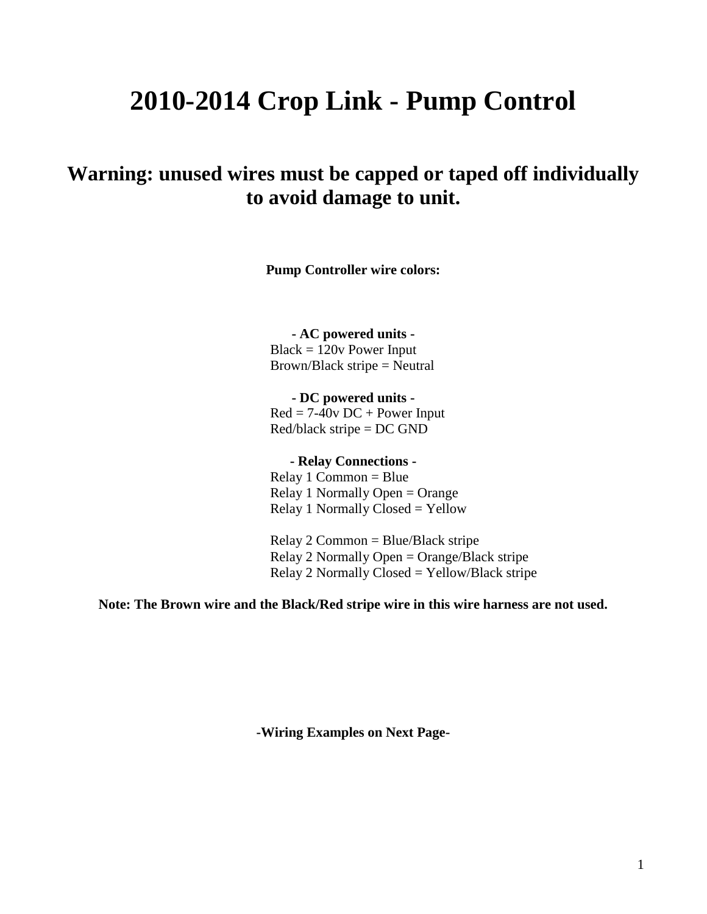# 2010-2014 Crop Link - Pump Control

## Warning: unused wires must be capped or taped off individually to avoid damage to unit.

**Pump Controller wire colors:**

**- AC powered units -**
Black = 120v Power Input
Brown/Black stripe = Neutral

**- DC powered units -**
Red = 7-40v DC + Power Input
Red/black stripe = DC GND

**- Relay Connections -**
Relay 1 Common = Blue
Relay 1 Normally Open = Orange
Relay 1 Normally Closed = Yellow

Relay 2 Common = Blue/Black stripe
Relay 2 Normally Open = Orange/Black stripe
Relay 2 Normally Closed = Yellow/Black stripe

**Note: The Brown wire and the Black/Red stripe wire in this wire harness are not used.**

**-Wiring Examples on Next Page-**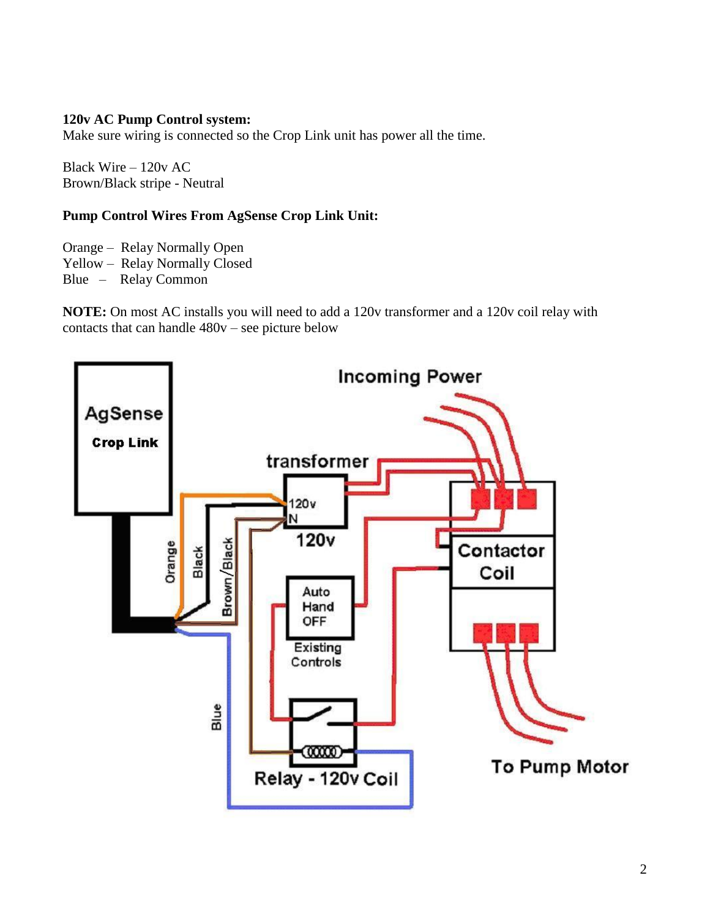**120v AC Pump Control system:**
Make sure wiring is connected so the Crop Link unit has power all the time.

Black Wire – 120v AC
Brown/Black stripe - Neutral

**Pump Control Wires From AgSense Crop Link Unit:**

Orange – Relay Normally Open
Yellow – Relay Normally Closed
Blue – Relay Common

**NOTE:** On most AC installs you will need to add a 120v transformer and a 120v coil relay with contacts that can handle 480v – see picture below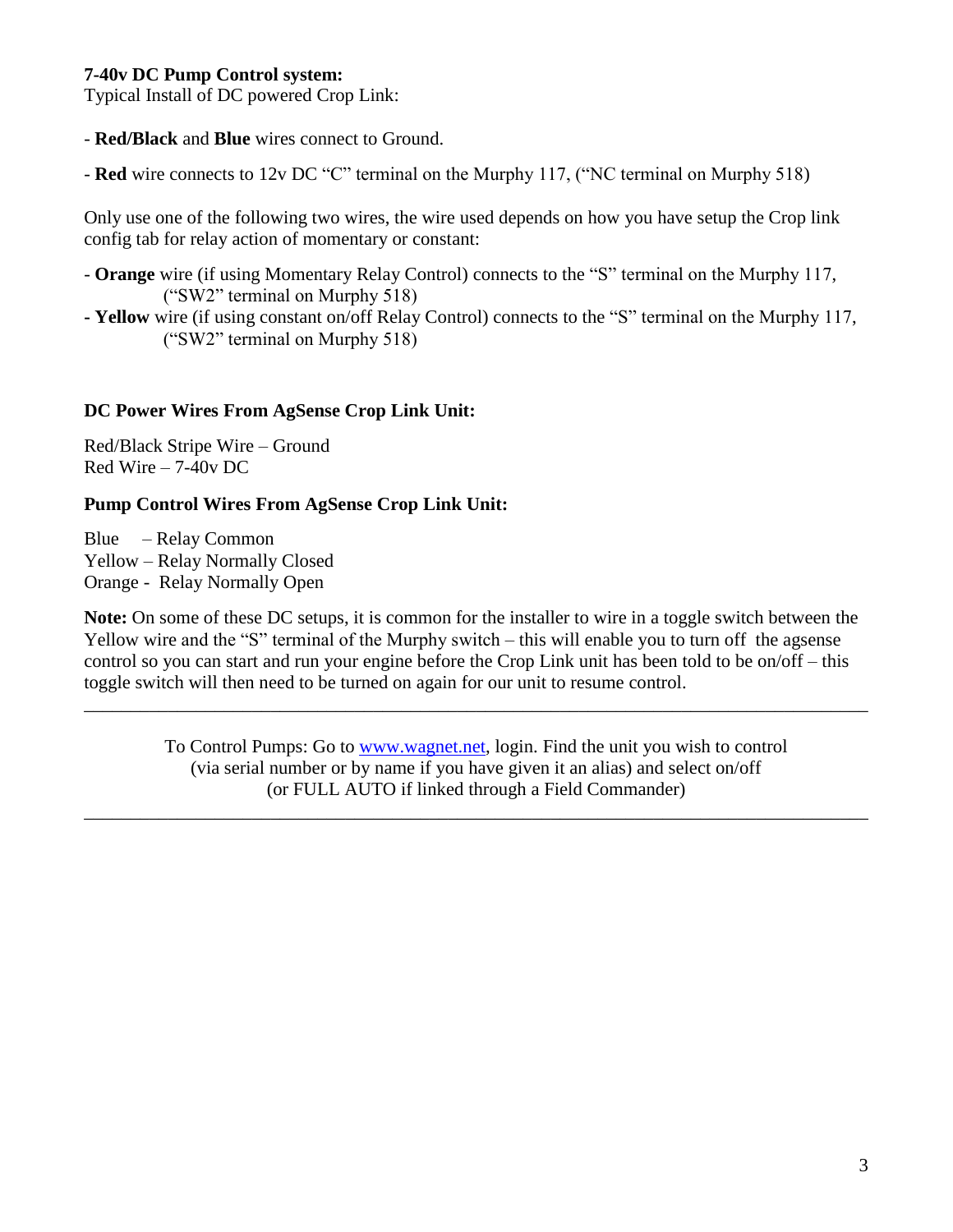**7-40v DC Pump Control system:**

Typical Install of DC powered Crop Link:

- **Red/Black** and **Blue** wires connect to Ground.
- **Red** wire connects to 12v DC "C" terminal on the Murphy 117, ("NC terminal on Murphy 518)

Only use one of the following two wires, the wire used depends on how you have setup the Crop link config tab for relay action of momentary or constant:

- **Orange** wire (if using Momentary Relay Control) connects to the "S" terminal on the Murphy 117, ("SW2" terminal on Murphy 518)
- **Yellow** wire (if using constant on/off Relay Control) connects to the "S" terminal on the Murphy 117, ("SW2" terminal on Murphy 518)

**DC Power Wires From AgSense Crop Link Unit:**

Red/Black Stripe Wire – Ground
Red Wire – 7-40v DC

**Pump Control Wires From AgSense Crop Link Unit:**

Blue – Relay Common
Yellow – Relay Normally Closed
Orange - Relay Normally Open

**Note:** On some of these DC setups, it is common for the installer to wire in a toggle switch between the Yellow wire and the "S" terminal of the Murphy switch – this will enable you to turn off the agsense control so you can start and run your engine before the Crop Link unit has been told to be on/off – this toggle switch will then need to be turned on again for our unit to resume control.

---

To Control Pumps: Go to www.wagnet.net, login. Find the unit you wish to control (via serial number or by name if you have given it an alias) and select on/off (or FULL AUTO if linked through a Field Commander)

---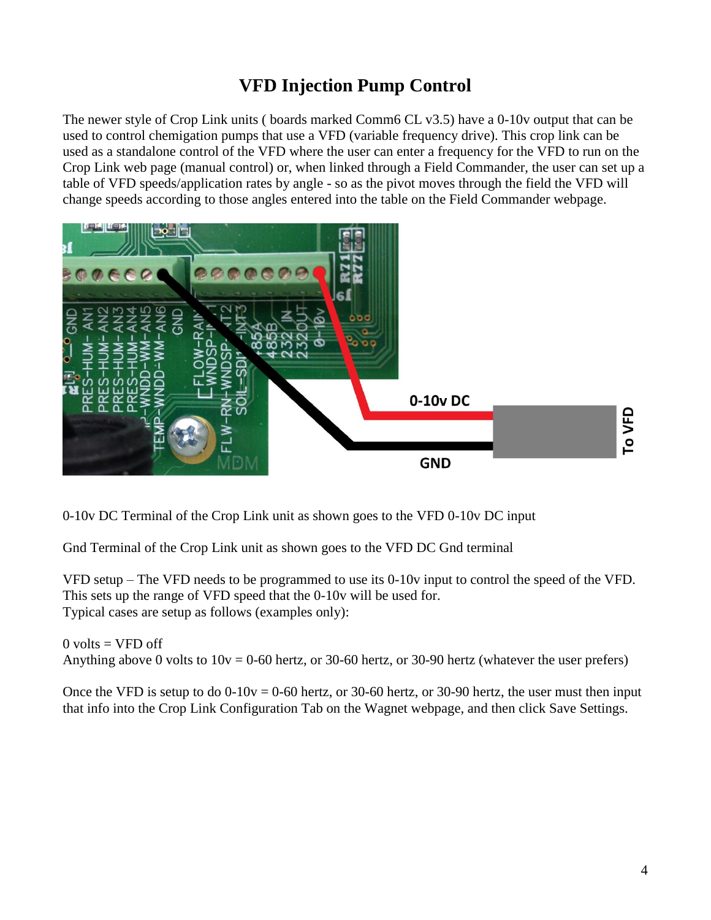# VFD Injection Pump Control

The newer style of Crop Link units ( boards marked Comm6 CL v3.5) have a 0-10v output that can be used to control chemigation pumps that use a VFD (variable frequency drive). This crop link can be used as a standalone control of the VFD where the user can enter a frequency for the VFD to run on the Crop Link web page (manual control) or, when linked through a Field Commander, the user can set up a table of VFD speeds/application rates by angle - so as the pivot moves through the field the VFD will change speeds according to those angles entered into the table on the Field Commander webpage.

0-10v DC Terminal of the Crop Link unit as shown goes to the VFD 0-10v DC input

Gnd Terminal of the Crop Link unit as shown goes to the VFD DC Gnd terminal

VFD setup – The VFD needs to be programmed to use its 0-10v input to control the speed of the VFD. This sets up the range of VFD speed that the 0-10v will be used for.
Typical cases are setup as follows (examples only):

0 volts = VFD off
Anything above 0 volts to 10v = 0-60 hertz, or 30-60 hertz, or 30-90 hertz (whatever the user prefers)

Once the VFD is setup to do 0-10v = 0-60 hertz, or 30-60 hertz, or 30-90 hertz, the user must then input that info into the Crop Link Configuration Tab on the Wagnet webpage, and then click Save Settings.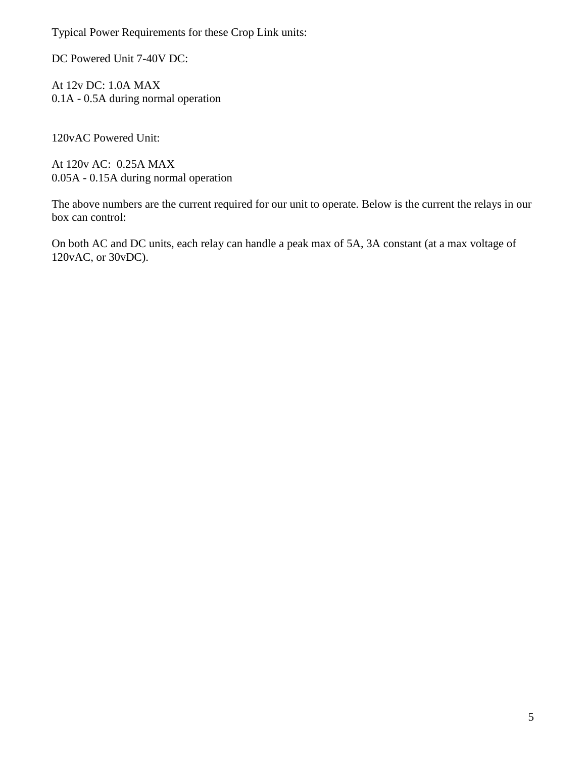Typical Power Requirements for these Crop Link units:

DC Powered Unit 7-40V DC:

At 12v DC: 1.0A MAX
0.1A - 0.5A during normal operation

120vAC Powered Unit:

At 120v AC: 0.25A MAX
0.05A - 0.15A during normal operation

The above numbers are the current required for our unit to operate. Below is the current the relays in our box can control:

On both AC and DC units, each relay can handle a peak max of 5A, 3A constant (at a max voltage of 120vAC, or 30vDC).